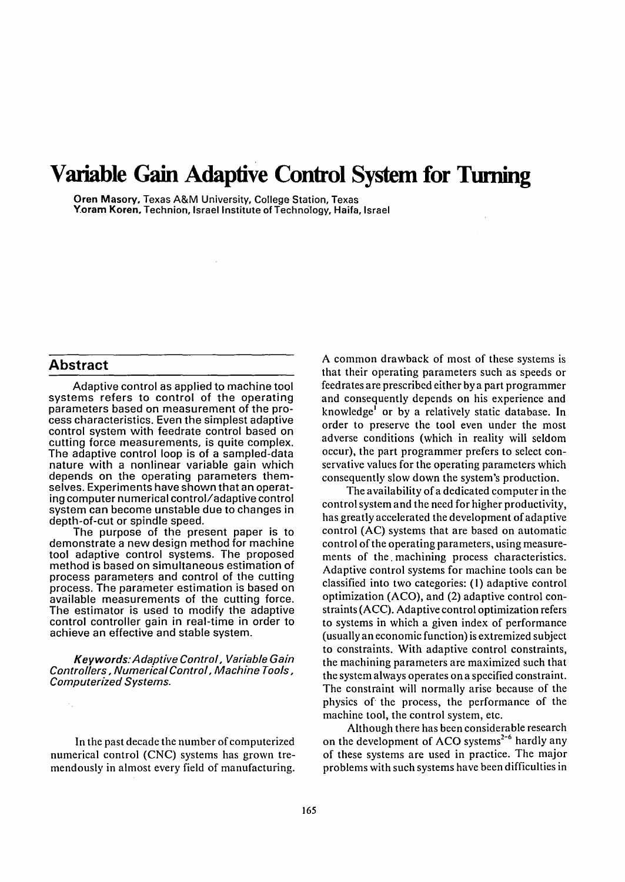# Variable Gain Adaptive Control System for Turning

**Oren Masory**, Texas A&M University, College Station, Texas
**Yoram Koren**, Technion, Israel Institute of Technology, Haifa, Israel

## Abstract

Adaptive control as applied to machine tool systems refers to control of the operating parameters based on measurement of the process characteristics. Even the simplest adaptive control system with feedrate control based on cutting force measurements, is quite complex. The adaptive control loop is of a sampled-data nature with a nonlinear variable gain which depends on the operating parameters themselves. Experiments have shown that an operating computer numerical control/adaptive control system can become unstable due to changes in depth-of-cut or spindle speed.

The purpose of the present paper is to demonstrate a new design method for machine tool adaptive control systems. The proposed method is based on simultaneous estimation of process parameters and control of the cutting process. The parameter estimation is based on available measurements of the cutting force. The estimator is used to modify the adaptive control controller gain in real-time in order to achieve an effective and stable system.

*Keywords: Adaptive Control, Variable Gain Controllers, Numerical Control, Machine Tools, Computerized Systems.*

In the past decade the number of computerized numerical control (CNC) systems has grown tremendously in almost every field of manufacturing. A common drawback of most of these systems is that their operating parameters such as speeds or feedrates are prescribed either by a part programmer and consequently depends on his experience and knowledge[1] or by a relatively static database. In order to preserve the tool even under the most adverse conditions (which in reality will seldom occur), the part programmer prefers to select conservative values for the operating parameters which consequently slow down the system's production.

The availability of a dedicated computer in the control system and the need for higher productivity, has greatly accelerated the development of adaptive control (AC) systems that are based on automatic control of the operating parameters, using measurements of the machining process characteristics. Adaptive control systems for machine tools can be classified into two categories: (1) adaptive control optimization (ACO), and (2) adaptive control constraints (ACC). Adaptive control optimization refers to systems in which a given index of performance (usually an economic function) is extremized subject to constraints. With adaptive control constraints, the machining parameters are maximized such that the system always operates on a specified constraint. The constraint will normally arise because of the physics of the process, the performance of the machine tool, the control system, etc.

Although there has been considerable research on the development of ACO systems[2-6] hardly any of these systems are used in practice. The major problems with such systems have been difficulties in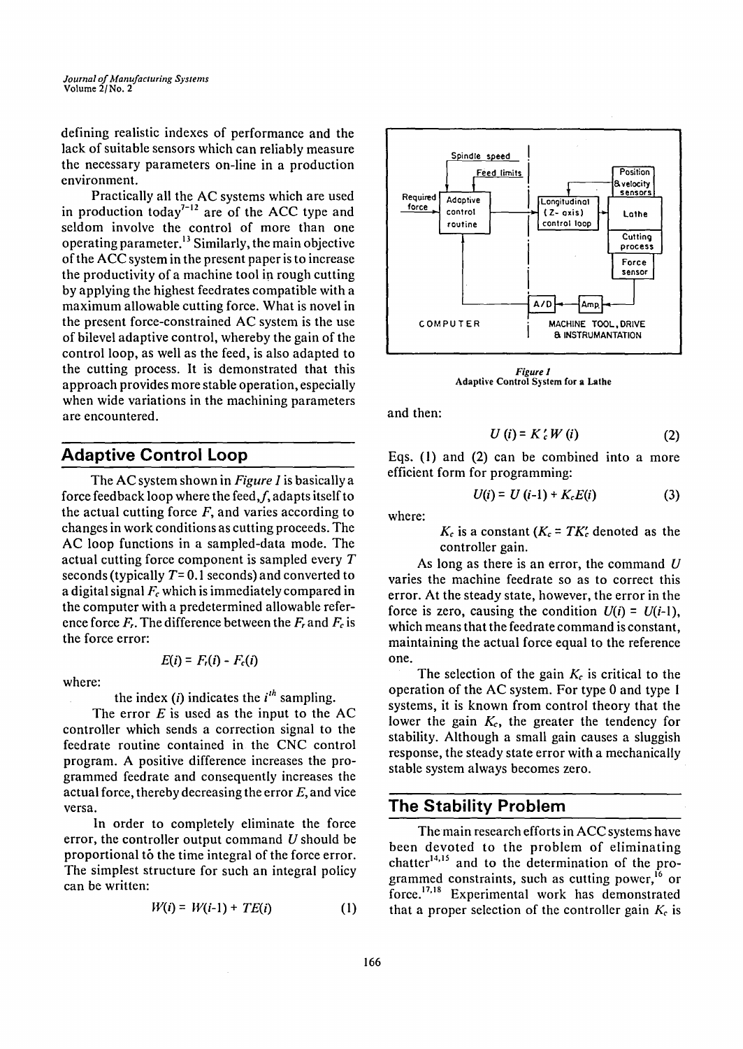defining realistic indexes of performance and the lack of suitable sensors which can reliably measure the necessary parameters on-line in a production environment.

Practically all the AC systems which are used in production today[7-12] are of the ACC type and seldom involve the control of more than one operating parameter.[13] Similarly, the main objective of the ACC system in the present paper is to increase the productivity of a machine tool in rough cutting by applying the highest feedrates compatible with a maximum allowable cutting force. What is novel in the present force-constrained AC system is the use of bilevel adaptive control, whereby the gain of the control loop, as well as the feed, is also adapted to the cutting process. It is demonstrated that this approach provides more stable operation, especially when wide variations in the machining parameters are encountered.

## Adaptive Control Loop

The AC system shown in *Figure 1* is basically a force feedback loop where the feed, $f$, adapts itself to the actual cutting force $F$, and varies according to changes in work conditions as cutting proceeds. The AC loop functions in a sampled-data mode. The actual cutting force component is sampled every $T$ seconds (typically $T = 0.1$ seconds) and converted to a digital signal $F_c$ which is immediately compared in the computer with a predetermined allowable reference force $F_r$. The difference between the $F_r$ and $F_c$ is the force error:

$$E(i) = F_r(i) - F_c(i)$$

where:

the index $(i)$ indicates the $i^{th}$ sampling.

The error $E$ is used as the input to the AC controller which sends a correction signal to the feedrate routine contained in the CNC control program. A positive difference increases the programmed feedrate and consequently increases the actual force, thereby decreasing the error $E$, and vice versa.

In order to completely eliminate the force error, the controller output command $U$ should be proportional to the time integral of the force error. The simplest structure for such an integral policy can be written:

$$W(i) = W(i-1) + TE(i) \tag{1}$$

*Figure 1*
Adaptive Control System for a Lathe

and then:

$$U(i) = K_c' W(i) \tag{2}$$

Eqs. (1) and (2) can be combined into a more efficient form for programming:

$$U(i) = U(i-1) + K_c E(i) \tag{3}$$

where:

$K_c$ is a constant ($K_c = TK_c'$ denoted as the controller gain.

As long as there is an error, the command $U$ varies the machine feedrate so as to correct this error. At the steady state, however, the error in the force is zero, causing the condition $U(i) = U(i-1)$, which means that the feedrate command is constant, maintaining the actual force equal to the reference one.

The selection of the gain $K_c$ is critical to the operation of the AC system. For type 0 and type 1 systems, it is known from control theory that the lower the gain $K_c$, the greater the tendency for stability. Although a small gain causes a sluggish response, the steady state error with a mechanically stable system always becomes zero.

## The Stability Problem

The main research efforts in ACC systems have been devoted to the problem of eliminating chatter[14,15] and to the determination of the programmed constraints, such as cutting power,[16] or force.[17,18] Experimental work has demonstrated that a proper selection of the controller gain $K_c$ is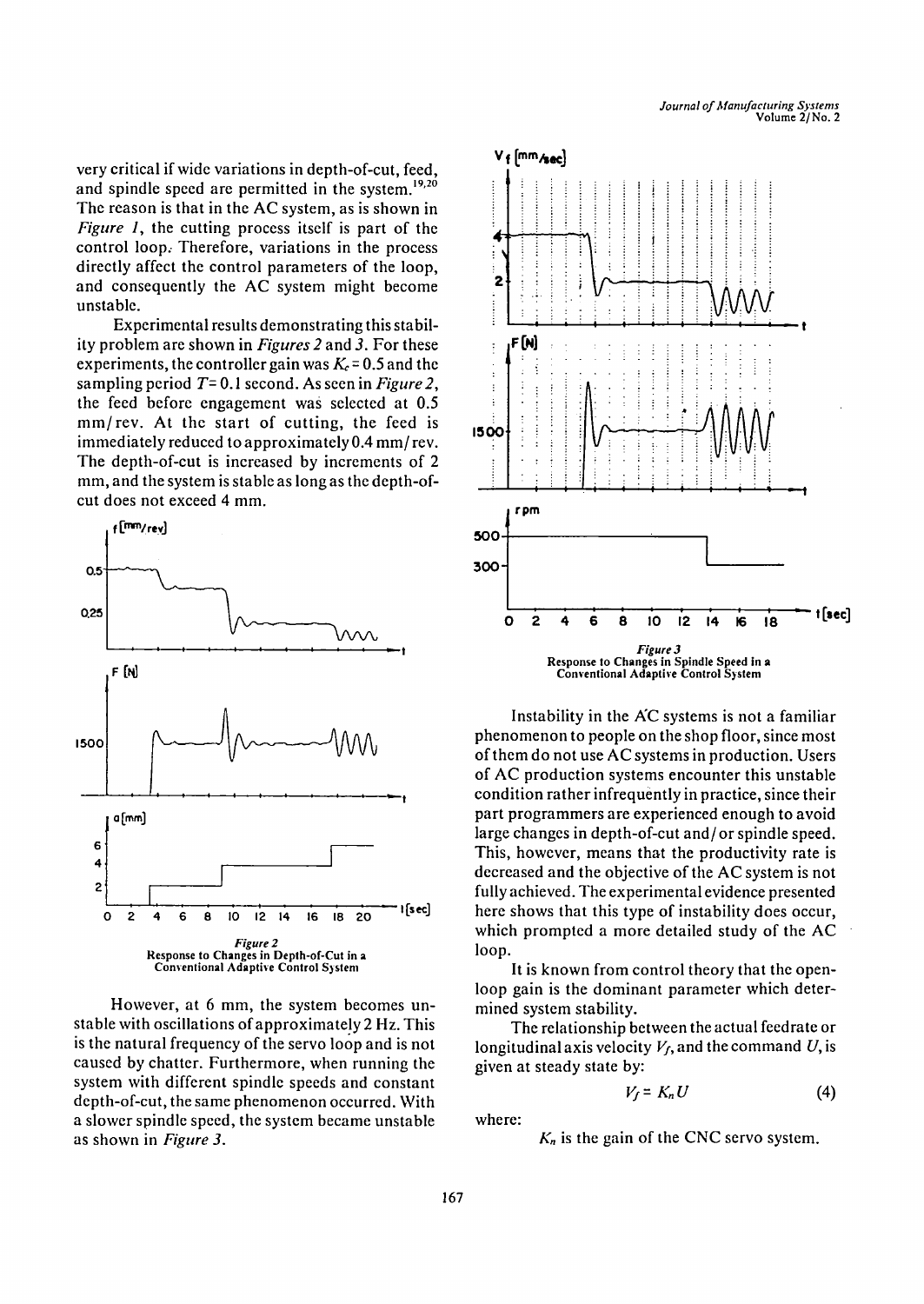very critical if wide variations in depth-of-cut, feed, and spindle speed are permitted in the system.[19,20] The reason is that in the AC system, as is shown in *Figure 1*, the cutting process itself is part of the control loop. Therefore, variations in the process directly affect the control parameters of the loop, and consequently the AC system might become unstable.

Experimental results demonstrating this stability problem are shown in *Figures 2* and *3*. For these experiments, the controller gain was $K_c = 0.5$ and the sampling period $T = 0.1$ second. As seen in *Figure 2*, the feed before engagement was selected at 0.5 mm/rev. At the start of cutting, the feed is immediately reduced to approximately 0.4 mm/rev. The depth-of-cut is increased by increments of 2 mm, and the system is stable as long as the depth-of-cut does not exceed 4 mm.

*Figure 2*
Response to Changes in Depth-of-Cut in a Conventional Adaptive Control System

However, at 6 mm, the system becomes unstable with oscillations of approximately 2 Hz. This is the natural frequency of the servo loop and is not caused by chatter. Furthermore, when running the system with different spindle speeds and constant depth-of-cut, the same phenomenon occurred. With a slower spindle speed, the system became unstable as shown in *Figure 3*.

*Figure 3*
Response to Changes in Spindle Speed in a Conventional Adaptive Control System

Instability in the AC systems is not a familiar phenomenon to people on the shop floor, since most of them do not use AC systems in production. Users of AC production systems encounter this unstable condition rather infrequently in practice, since their part programmers are experienced enough to avoid large changes in depth-of-cut and/or spindle speed. This, however, means that the productivity rate is decreased and the objective of the AC system is not fully achieved. The experimental evidence presented here shows that this type of instability does occur, which prompted a more detailed study of the AC loop.

It is known from control theory that the open-loop gain is the dominant parameter which determined system stability.

The relationship between the actual feedrate or longitudinal axis velocity $V_f$, and the command $U$, is given at steady state by:

$$V_f = K_n U \tag{4}$$

where:

$K_n$ is the gain of the CNC servo system.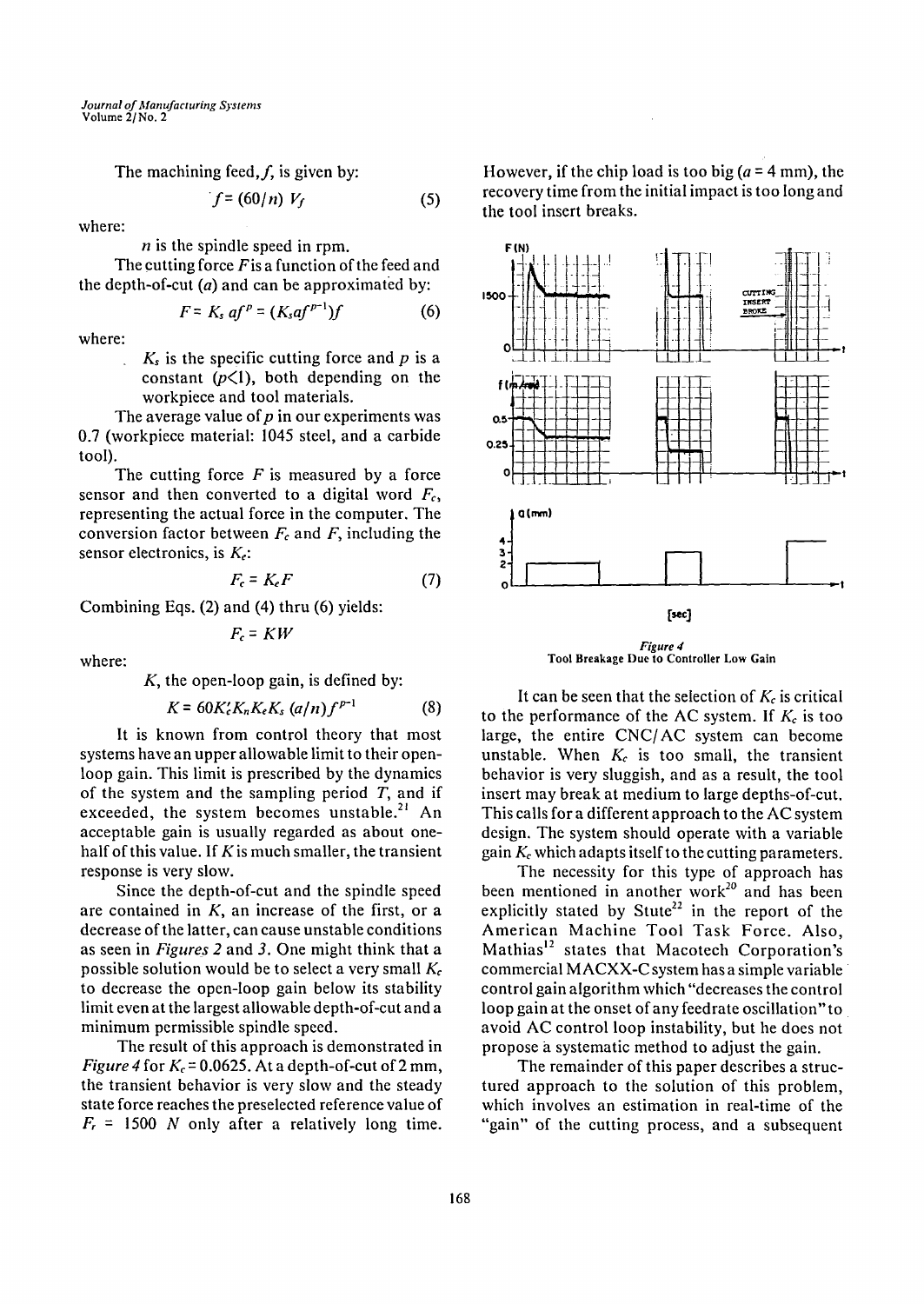The machining feed, $f$, is given by:

$$f = (60/n)\, V_f \tag{5}$$

where:

$n$ is the spindle speed in rpm.

The cutting force $F$ is a function of the feed and the depth-of-cut ($a$) and can be approximated by:

$$F = K_s\, a f^p = (K_s a f^{p-1}) f \tag{6}$$

where:

$K_s$ is the specific cutting force and $p$ is a constant ($p<1$), both depending on the workpiece and tool materials.

The average value of $p$ in our experiments was 0.7 (workpiece material: 1045 steel, and a carbide tool).

The cutting force $F$ is measured by a force sensor and then converted to a digital word $F_c$, representing the actual force in the computer. The conversion factor between $F_c$ and $F$, including the sensor electronics, is $K_e$:

$$F_c = K_e F \tag{7}$$

Combining Eqs. (2) and (4) thru (6) yields:

$$F_c = KW$$

where:

$K$, the open-loop gain, is defined by:

$$K = 60 K_c' K_n K_e K_s\, (a/n) f^{p-1} \tag{8}$$

It is known from control theory that most systems have an upper allowable limit to their open-loop gain. This limit is prescribed by the dynamics of the system and the sampling period $T$, and if exceeded, the system becomes unstable.[21] An acceptable gain is usually regarded as about one-half of this value. If $K$ is much smaller, the transient response is very slow.

Since the depth-of-cut and the spindle speed are contained in $K$, an increase of the first, or a decrease of the latter, can cause unstable conditions as seen in *Figures 2* and *3*. One might think that a possible solution would be to select a very small $K_c$ to decrease the open-loop gain below its stability limit even at the largest allowable depth-of-cut and a minimum permissible spindle speed.

The result of this approach is demonstrated in *Figure 4* for $K_c = 0.0625$. At a depth-of-cut of 2 mm, the transient behavior is very slow and the steady state force reaches the preselected reference value of $F_r = 1500\ N$ only after a relatively long time. However, if the chip load is too big ($a = 4$ mm), the recovery time from the initial impact is too long and the tool insert breaks.

*Figure 4*
Tool Breakage Due to Controller Low Gain

It can be seen that the selection of $K_c$ is critical to the performance of the AC system. If $K_c$ is too large, the entire CNC/AC system can become unstable. When $K_c$ is too small, the transient behavior is very sluggish, and as a result, the tool insert may break at medium to large depths-of-cut. This calls for a different approach to the AC system design. The system should operate with a variable gain $K_c$ which adapts itself to the cutting parameters.

The necessity for this type of approach has been mentioned in another work[20] and has been explicitly stated by Stute[22] in the report of the American Machine Tool Task Force. Also, Mathias[12] states that Macotech Corporation's commercial MACXX-C system has a simple variable control gain algorithm which "decreases the control loop gain at the onset of any feedrate oscillation" to avoid AC control loop instability, but he does not propose a systematic method to adjust the gain.

The remainder of this paper describes a structured approach to the solution of this problem, which involves an estimation in real-time of the "gain" of the cutting process, and a subsequent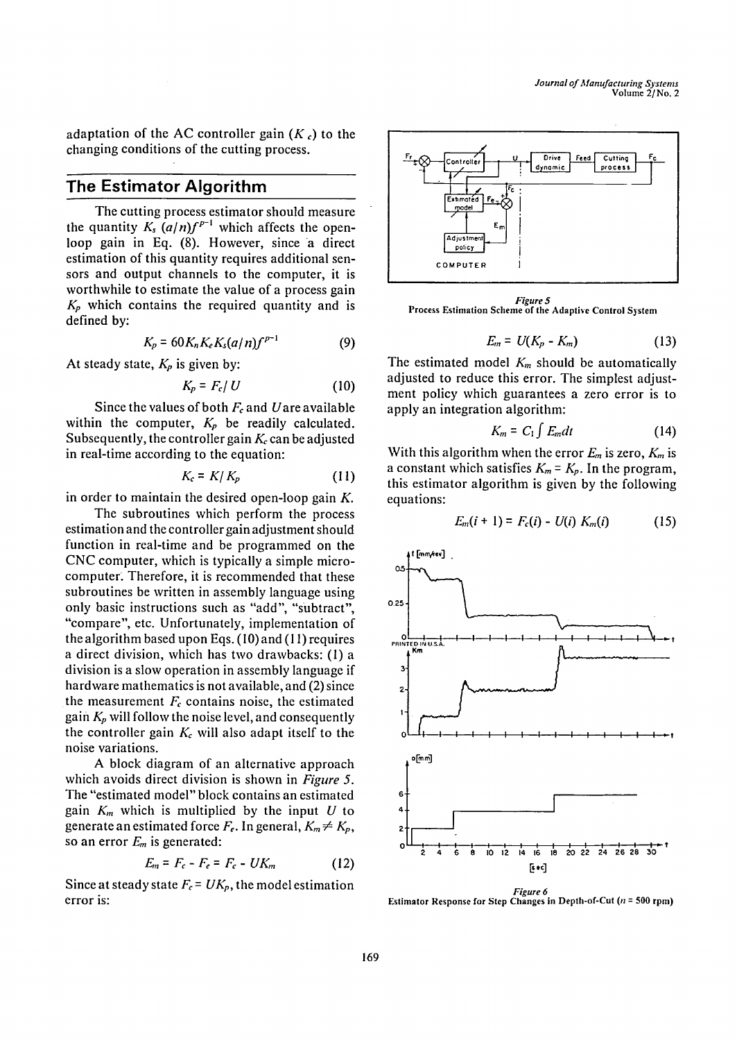adaptation of the AC controller gain ($K_c$) to the changing conditions of the cutting process.

## The Estimator Algorithm

The cutting process estimator should measure the quantity $K_s\,(a/n)f^{p-1}$ which affects the open-loop gain in Eq. (8). However, since a direct estimation of this quantity requires additional sensors and output channels to the computer, it is worthwhile to estimate the value of a process gain $K_p$ which contains the required quantity and is defined by:

$$K_p = 60K_nK_eK_s(a/n)f^{p-1} \tag{9}$$

At steady state, $K_p$ is given by:

$$K_p = F_c/U \tag{10}$$

Since the values of both $F_c$ and $U$ are available within the computer, $K_p$ be readily calculated. Subsequently, the controller gain $K_c$ can be adjusted in real-time according to the equation:

$$K_c = K/K_p \tag{11}$$

in order to maintain the desired open-loop gain $K$.

The subroutines which perform the process estimation and the controller gain adjustment should function in real-time and be programmed on the CNC computer, which is typically a simple microcomputer. Therefore, it is recommended that these subroutines be written in assembly language using only basic instructions such as "add", "subtract", "compare", etc. Unfortunately, implementation of the algorithm based upon Eqs. (10) and (11) requires a direct division, which has two drawbacks: (1) a division is a slow operation in assembly language if hardware mathematics is not available, and (2) since the measurement $F_c$ contains noise, the estimated gain $K_p$ will follow the noise level, and consequently the controller gain $K_c$ will also adapt itself to the noise variations.

A block diagram of an alternative approach which avoids direct division is shown in *Figure 5*. The "estimated model" block contains an estimated gain $K_m$ which is multiplied by the input $U$ to generate an estimated force $F_e$. In general, $K_m \neq K_p$, so an error $E_m$ is generated:

$$E_m = F_c - F_e = F_c - UK_m \tag{12}$$

Since at steady state $F_c = UK_p$, the model estimation error is:

*Figure 5*
Process Estimation Scheme of the Adaptive Control System

$$E_m = U(K_p - K_m) \tag{13}$$

The estimated model $K_m$ should be automatically adjusted to reduce this error. The simplest adjustment policy which guarantees a zero error is to apply an integration algorithm:

$$K_m = C_1 \int E_m dt \tag{14}$$

With this algorithm when the error $E_m$ is zero, $K_m$ is a constant which satisfies $K_m = K_p$. In the program, this estimator algorithm is given by the following equations:

$$E_m(i+1) = F_c(i) - U(i)\,K_m(i) \tag{15}$$

*Figure 6*
Estimator Response for Step Changes in Depth-of-Cut ($n$ = 500 rpm)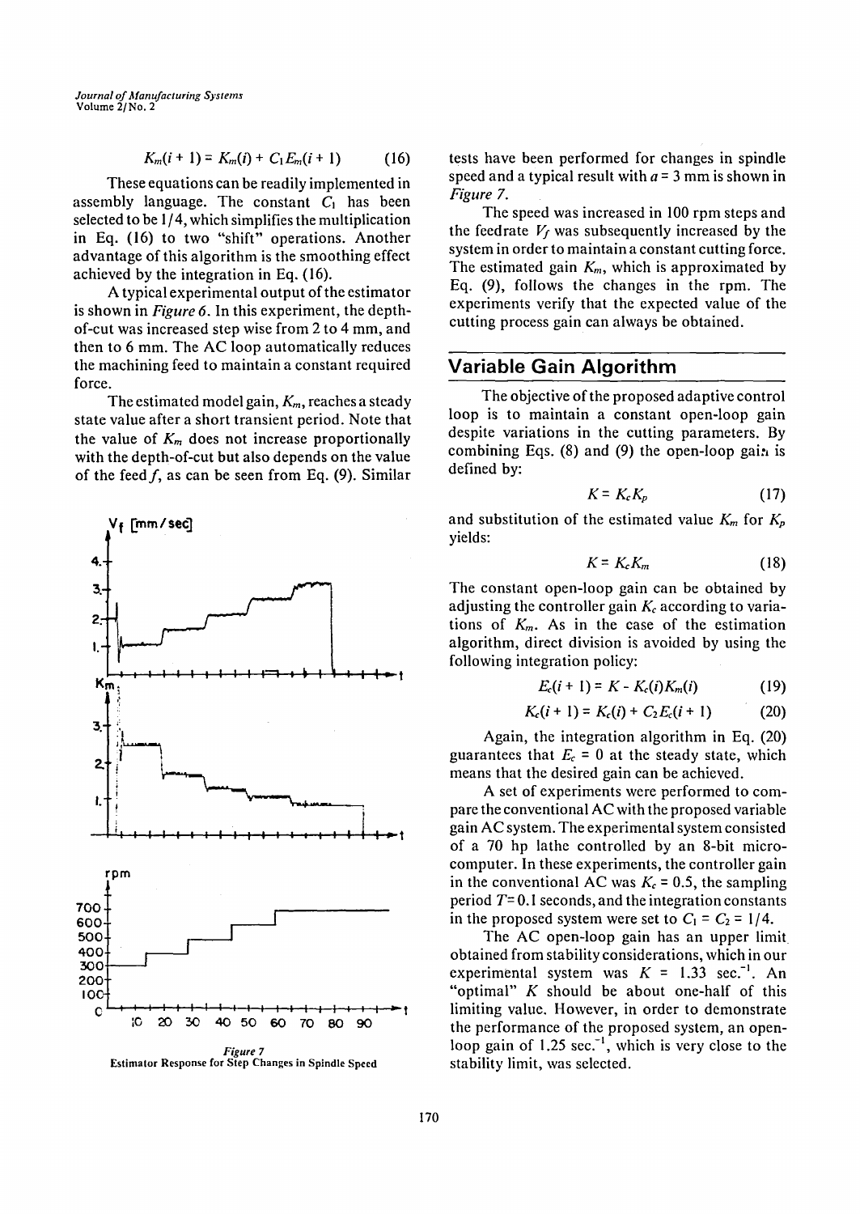$$K_m(i+1) = K_m(i) + C_1 E_m(i+1) \qquad (16)$$

These equations can be readily implemented in assembly language. The constant $C_1$ has been selected to be 1/4, which simplifies the multiplication in Eq. (16) to two "shift" operations. Another advantage of this algorithm is the smoothing effect achieved by the integration in Eq. (16).

A typical experimental output of the estimator is shown in *Figure 6*. In this experiment, the depth-of-cut was increased step wise from 2 to 4 mm, and then to 6 mm. The AC loop automatically reduces the machining feed to maintain a constant required force.

The estimated model gain, $K_m$, reaches a steady state value after a short transient period. Note that the value of $K_m$ does not increase proportionally with the depth-of-cut but also depends on the value of the feed $f$, as can be seen from Eq. (9). Similar tests have been performed for changes in spindle speed and a typical result with $a = 3$ mm is shown in *Figure 7*.

*Figure 7*
**Estimator Response for Step Changes in Spindle Speed**

The speed was increased in 100 rpm steps and the feedrate $V_f$ was subsequently increased by the system in order to maintain a constant cutting force. The estimated gain $K_m$, which is approximated by Eq. (9), follows the changes in the rpm. The experiments verify that the expected value of the cutting process gain can always be obtained.

## Variable Gain Algorithm

The objective of the proposed adaptive control loop is to maintain a constant open-loop gain despite variations in the cutting parameters. By combining Eqs. (8) and (9) the open-loop gain is defined by:

$$K = K_c K_p \qquad (17)$$

and substitution of the estimated value $K_m$ for $K_p$ yields:

$$K = K_c K_m \qquad (18)$$

The constant open-loop gain can be obtained by adjusting the controller gain $K_c$ according to variations of $K_m$. As in the case of the estimation algorithm, direct division is avoided by using the following integration policy:

$$E_c(i+1) = K - K_c(i) K_m(i) \qquad (19)$$

$$K_c(i+1) = K_c(i) + C_2 E_c(i+1) \qquad (20)$$

Again, the integration algorithm in Eq. (20) guarantees that $E_c = 0$ at the steady state, which means that the desired gain can be achieved.

A set of experiments were performed to compare the conventional AC with the proposed variable gain AC system. The experimental system consisted of a 70 hp lathe controlled by an 8-bit microcomputer. In these experiments, the controller gain in the conventional AC was $K_c = 0.5$, the sampling period $T = 0.1$ seconds, and the integration constants in the proposed system were set to $C_1 = C_2 = 1/4$.

The AC open-loop gain has an upper limit obtained from stability considerations, which in our experimental system was $K = 1.33$ sec.$^{-1}$. An "optimal" $K$ should be about one-half of this limiting value. However, in order to demonstrate the performance of the proposed system, an open-loop gain of 1.25 sec.$^{-1}$, which is very close to the stability limit, was selected.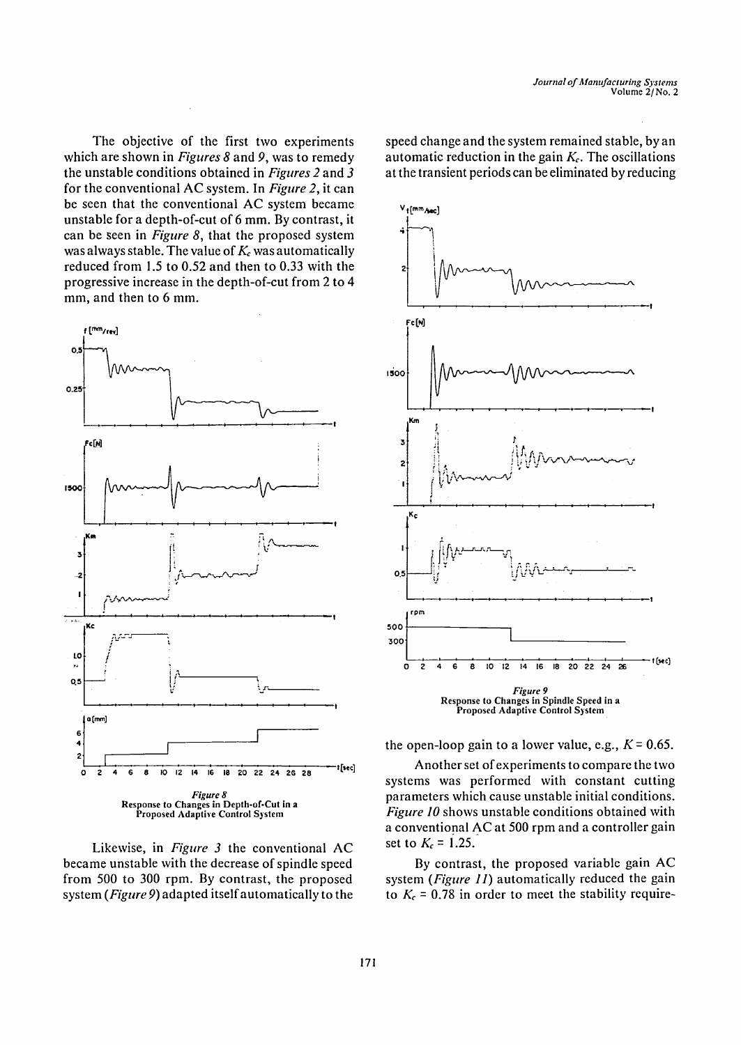The objective of the first two experiments which are shown in *Figures 8* and *9*, was to remedy the unstable conditions obtained in *Figures 2* and *3* for the conventional AC system. In *Figure 2*, it can be seen that the conventional AC system became unstable for a depth-of-cut of 6 mm. By contrast, it can be seen in *Figure 8*, that the proposed system was always stable. The value of $K_c$ was automatically reduced from 1.5 to 0.52 and then to 0.33 with the progressive increase in the depth-of-cut from 2 to 4 mm, and then to 6 mm.

*Figure 8*
Response to Changes in Depth-of-Cut in a Proposed Adaptive Control System

Likewise, in *Figure 3* the conventional AC became unstable with the decrease of spindle speed from 500 to 300 rpm. By contrast, the proposed system (*Figure 9*) adapted itself automatically to the speed change and the system remained stable, by an automatic reduction in the gain $K_c$. The oscillations at the transient periods can be eliminated by reducing the open-loop gain to a lower value, e.g., $K = 0.65$.

*Figure 9*
Response to Changes in Spindle Speed in a Proposed Adaptive Control System

Another set of experiments to compare the two systems was performed with constant cutting parameters which cause unstable initial conditions. *Figure 10* shows unstable conditions obtained with a conventional AC at 500 rpm and a controller gain set to $K_c = 1.25$.

By contrast, the proposed variable gain AC system (*Figure 11*) automatically reduced the gain to $K_c = 0.78$ in order to meet the stability require-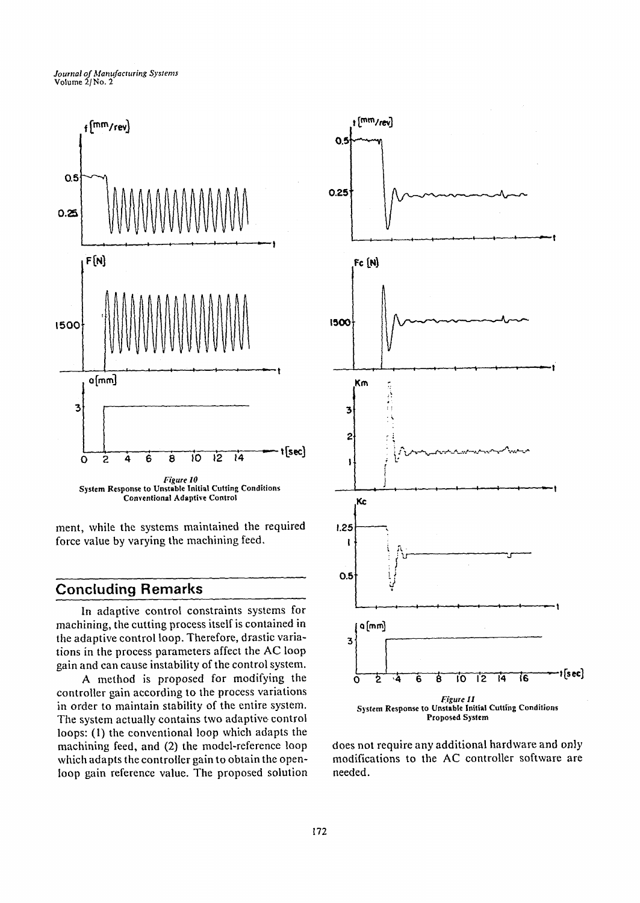*Figure 10*
System Response to Unstable Initial Cutting Conditions
Conventional Adaptive Control

ment, while the systems maintained the required force value by varying the machining feed.

## Concluding Remarks

In adaptive control constraints systems for machining, the cutting process itself is contained in the adaptive control loop. Therefore, drastic variations in the process parameters affect the AC loop gain and can cause instability of the control system.

A method is proposed for modifying the controller gain according to the process variations in order to maintain stability of the entire system. The system actually contains two adaptive control loops: (1) the conventional loop which adapts the machining feed, and (2) the model-reference loop which adapts the controller gain to obtain the open-loop gain reference value. The proposed solution does not require any additional hardware and only modifications to the AC controller software are needed.

*Figure 11*
System Response to Unstable Initial Cutting Conditions
Proposed System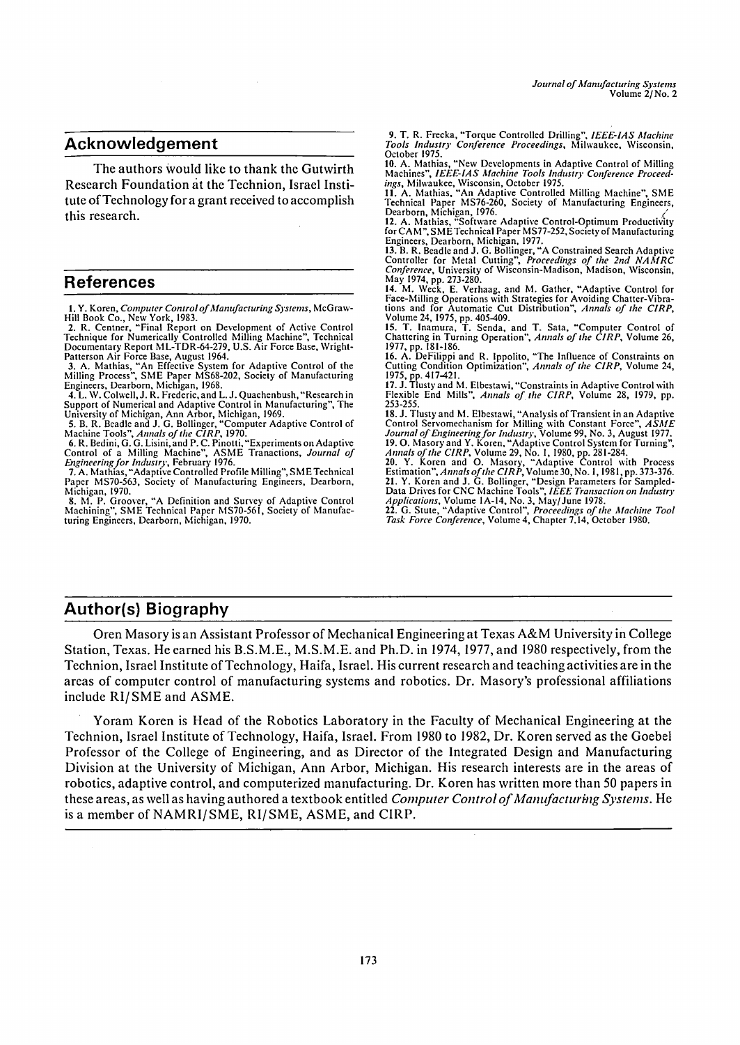## Acknowledgement

The authors would like to thank the Gutwirth Research Foundation at the Technion, Israel Institute of Technology for a grant received to accomplish this research.

## References

1. Y. Koren, *Computer Control of Manufacturing Systems*, McGraw-Hill Book Co., New York, 1983.
2. R. Centner, "Final Report on Development of Active Control Technique for Numerically Controlled Milling Machine", Technical Documentary Report ML-TDR-64-279, U.S. Air Force Base, Wright-Patterson Air Force Base, August 1964.
3. A. Mathias, "An Effective System for Adaptive Control of the Milling Process", SME Paper MS68-202, Society of Manufacturing Engineers, Dearborn, Michigan, 1968.
4. L. W. Colwell, J. R. Frederic, and L. J. Quachenbush, "Research in Support of Numerical and Adaptive Control in Manufacturing", The University of Michigan, Ann Arbor, Michigan, 1969.
5. B. R. Beadle and J. G. Bollinger, "Computer Adaptive Control of Machine Tools", *Annals of the CIRP*, 1970.
6. R. Bedini, G. G. Lisini, and P. C. Pinotti, "Experiments on Adaptive Control of a Milling Machine", ASME Tranactions, *Journal of Engineering for Industry*, February 1976.
7. A. Mathias, "Adaptive Controlled Profile Milling", SME Technical Paper MS70-563, Society of Manufacturing Engineers, Dearborn, Michigan, 1970.
8. M. P. Groover, "A Definition and Survey of Adaptive Control Machining", SME Technical Paper MS70-561, Society of Manufacturing Engineers, Dearborn, Michigan, 1970.
9. T. R. Frecka, "Torque Controlled Drilling", *IEEE-IAS Machine Tools Industry Conference Proceedings*, Milwaukee, Wisconsin, October 1975.
10. A. Mathias, "New Developments in Adaptive Control of Milling Machines", *IEEE-IAS Machine Tools Industry Conference Proceedings*, Milwaukee, Wisconsin, October 1975.
11. A. Mathias, "An Adaptive Controlled Milling Machine", SME Technical Paper MS76-260, Society of Manufacturing Engineers, Dearborn, Michigan, 1976.
12. A. Mathias, "Software Adaptive Control-Optimum Productivity for CAM", SME Technical Paper MS77-252, Society of Manufacturing Engineers, Dearborn, Michigan, 1977.
13. B. R. Beadle and J. G. Bollinger, "A Constrained Search Adaptive Controller for Metal Cutting", *Proceedings of the 2nd NAMRC Conference*, University of Wisconsin-Madison, Madison, Wisconsin, May 1974, pp. 273-280.
14. M. Weck, E. Verhaag, and M. Gather, "Adaptive Control for Face-Milling Operations with Strategies for Avoiding Chatter-Vibrations and for Automatic Cut Distribution", *Annals of the CIRP*, Volume 24, 1975, pp. 405-409.
15. T. Inamura, T. Senda, and T. Sata, "Computer Control of Chattering in Turning Operation", *Annals of the CIRP*, Volume 26, 1977, pp. 181-186.
16. A. DeFilippi and R. Ippolito, "The Influence of Constraints on Cutting Condition Optimization", *Annals of the CIRP*, Volume 24, 1975, pp. 417-421.
17. J. Tlusty and M. Elbestawi, "Constraints in Adaptive Control with Flexible End Mills", *Annals of the CIRP*, Volume 28, 1979, pp. 253-255.
18. J. Tlusty and M. Elbestawi, "Analysis of Transient in an Adaptive Control Servomechanism for Milling with Constant Force", *ASME Journal of Engineering for Industry*, Volume 99, No. 3, August 1977.
19. O. Masory and Y. Koren, "Adaptive Control System for Turning", *Annals of the CIRP*, Volume 29, No. 1, 1980, pp. 281-284.
20. Y. Koren and O. Masory, "Adaptive Control with Process Estimation", *Annals of the CIRP*, Volume 30, No. 1, 1981, pp. 373-376.
21. Y. Koren and J. G. Bollinger, "Design Parameters for Sampled-Data Drives for CNC Machine Tools", *IEEE Transaction on Industry Applications*, Volume 1A-14, No. 3, May/June 1978.
22. G. Stute, "Adaptive Control", *Proceedings of the Machine Tool Task Force Conference*, Volume 4, Chapter 7.14, October 1980.

## Author(s) Biography

Oren Masory is an Assistant Professor of Mechanical Engineering at Texas A&M University in College Station, Texas. He earned his B.S.M.E., M.S.M.E. and Ph.D. in 1974, 1977, and 1980 respectively, from the Technion, Israel Institute of Technology, Haifa, Israel. His current research and teaching activities are in the areas of computer control of manufacturing systems and robotics. Dr. Masory's professional affiliations include RI/SME and ASME.

Yoram Koren is Head of the Robotics Laboratory in the Faculty of Mechanical Engineering at the Technion, Israel Institute of Technology, Haifa, Israel. From 1980 to 1982, Dr. Koren served as the Goebel Professor of the College of Engineering, and as Director of the Integrated Design and Manufacturing Division at the University of Michigan, Ann Arbor, Michigan. His research interests are in the areas of robotics, adaptive control, and computerized manufacturing. Dr. Koren has written more than 50 papers in these areas, as well as having authored a textbook entitled *Computer Control of Manufacturing Systems*. He is a member of NAMRI/SME, RI/SME, ASME, and CIRP.